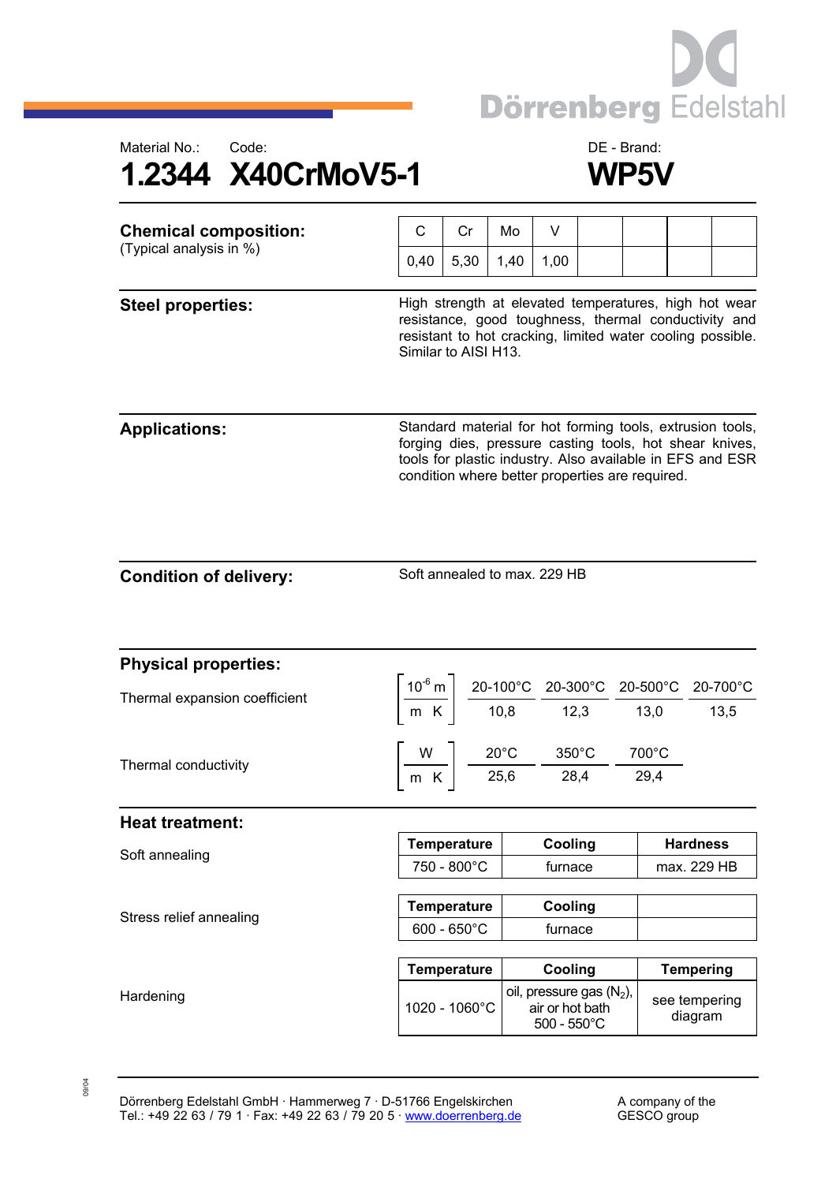Dörrenberg Edelstahl

Material No.: 1.2344 | Code: X40CrMoV5-1 | DE - Brand: WP5V

# 1.2344 X40CrMoV5-1 — WP5V

## Chemical composition:
(Typical analysis in %)

| C | Cr | Mo | V | | | | |
|---|---|---|---|---|---|---|---|
| 0,40 | 5,30 | 1,40 | 1,00 | | | | |

## Steel properties:

High strength at elevated temperatures, high hot wear resistance, good toughness, thermal conductivity and resistant to hot cracking, limited water cooling possible. Similar to AISI H13.

## Applications:

Standard material for hot forming tools, extrusion tools, forging dies, pressure casting tools, hot shear knives, tools for plastic industry. Also available in EFS and ESR condition where better properties are required.

## Condition of delivery:

Soft annealed to max. 229 HB

## Physical properties:

Thermal expansion coefficient $\left[\frac{10^{-6}\,m}{m\;K}\right]$

| 20-100°C | 20-300°C | 20-500°C | 20-700°C |
|---|---|---|---|
| 10,8 | 12,3 | 13,0 | 13,5 |

Thermal conductivity $\left[\frac{W}{m\;K}\right]$

| 20°C | 350°C | 700°C |
|---|---|---|
| 25,6 | 28,4 | 29,4 |

## Heat treatment:

Soft annealing

| Temperature | Cooling | Hardness |
|---|---|---|
| 750 - 800°C | furnace | max. 229 HB |

Stress relief annealing

| Temperature | Cooling | |
|---|---|---|
| 600 - 650°C | furnace | |

Hardening

| Temperature | Cooling | Tempering |
|---|---|---|
| 1020 - 1060°C | oil, pressure gas ($N_2$), air or hot bath 500 - 550°C | see tempering diagram |

09/04

Dörrenberg Edelstahl GmbH · Hammerweg 7 · D-51766 Engelskirchen
Tel.: +49 22 63 / 79 1 · Fax: +49 22 63 / 79 20 5 · www.doerrenberg.de

A company of the GESCO group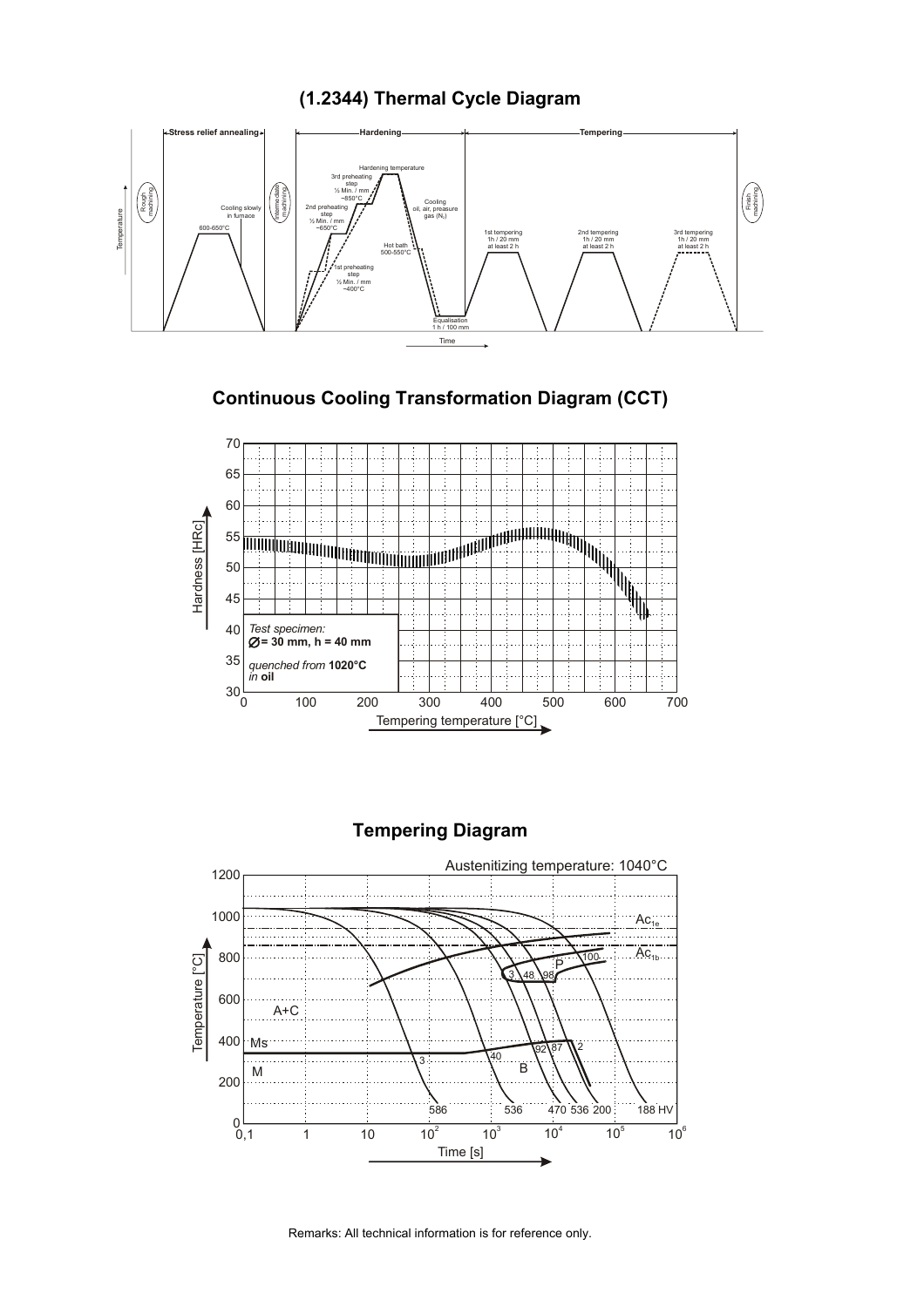## (1.2344) Thermal Cycle Diagram

Stress relief annealing
Hardening
Tempering

Temperature

Rough machining

600-650°C

Cooling slowly in furnace

Intermediate machining

3rd preheating step
½ Min. / mm
~850°C

2nd preheating step
½ Min. / mm
~650°C

1st preheating step
½ Min. / mm
~400°C

Hardening temperature

Cooling
oil, air, preasure gas ($N_2$)

Hot bath
500-550°C

Equalisation
1 h / 100 mm

1st tempering
1h / 20 mm
at least 2 h

2nd tempering
1h / 20 mm
at least 2 h

3rd tempering
1h / 20 mm
at least 2 h

Finish machining

Time

## Continuous Cooling Transformation Diagram (CCT)

Hardness [HRc]

70
65
60
55
50
45
40
35
30

0
100
200
300
400
500
600
700

Tempering temperature [°C]

*Test specimen:*
**∅= 30 mm, h = 40 mm**

*quenched from* **1020°C**
*in* **oil**

## Tempering Diagram

Austenitizing temperature: 1040°C

Temperature [°C]

1200
1000
800
600
400
200
0

$Ac_{1e}$
$Ac_{1b}$

A+C

P

3 48 98 100

Ms

M

3 40 92 87 2

B

586 536 470 536 200 188 HV

0,1
1
10
$10^2$
$10^3$
$10^4$
$10^5$
$10^6$

Time [s]

Remarks: All technical information is for reference only.